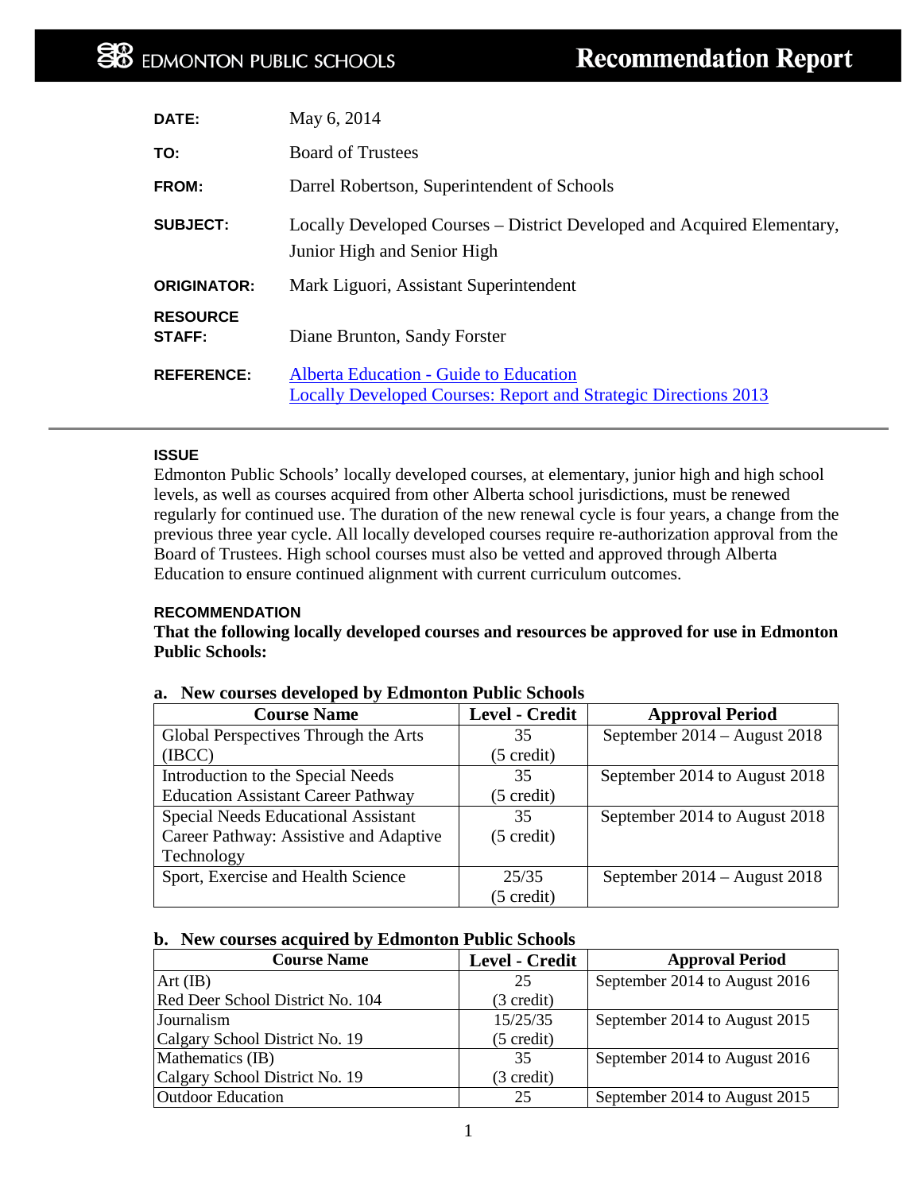# EDMONTON PUBLIC SCHOOLS — Recommendation Report

**DATE:** May 6, 2014

**TO:** Board of Trustees

**FROM:** Darrel Robertson, Superintendent of Schools

**SUBJECT:** Locally Developed Courses – District Developed and Acquired Elementary, Junior High and Senior High

**ORIGINATOR:** Mark Liguori, Assistant Superintendent

**RESOURCE STAFF:** Diane Brunton, Sandy Forster

**REFERENCE:** Alberta Education - Guide to Education
Locally Developed Courses: Report and Strategic Directions 2013

---

### ISSUE

Edmonton Public Schools' locally developed courses, at elementary, junior high and high school levels, as well as courses acquired from other Alberta school jurisdictions, must be renewed regularly for continued use. The duration of the new renewal cycle is four years, a change from the previous three year cycle. All locally developed courses require re-authorization approval from the Board of Trustees. High school courses must also be vetted and approved through Alberta Education to ensure continued alignment with current curriculum outcomes.

### RECOMMENDATION

**That the following locally developed courses and resources be approved for use in Edmonton Public Schools:**

**a. New courses developed by Edmonton Public Schools**

| Course Name | Level - Credit | Approval Period |
|---|---|---|
| Global Perspectives Through the Arts (IBCC) | 35 (5 credit) | September 2014 – August 2018 |
| Introduction to the Special Needs Education Assistant Career Pathway | 35 (5 credit) | September 2014 to August 2018 |
| Special Needs Educational Assistant Career Pathway: Assistive and Adaptive Technology | 35 (5 credit) | September 2014 to August 2018 |
| Sport, Exercise and Health Science | 25/35 (5 credit) | September 2014 – August 2018 |

**b. New courses acquired by Edmonton Public Schools**

| Course Name | Level - Credit | Approval Period |
|---|---|---|
| Art (IB)<br>Red Deer School District No. 104 | 25 (3 credit) | September 2014 to August 2016 |
| Journalism<br>Calgary School District No. 19 | 15/25/35 (5 credit) | September 2014 to August 2015 |
| Mathematics (IB)<br>Calgary School District No. 19 | 35 (3 credit) | September 2014 to August 2016 |
| Outdoor Education | 25 | September 2014 to August 2015 |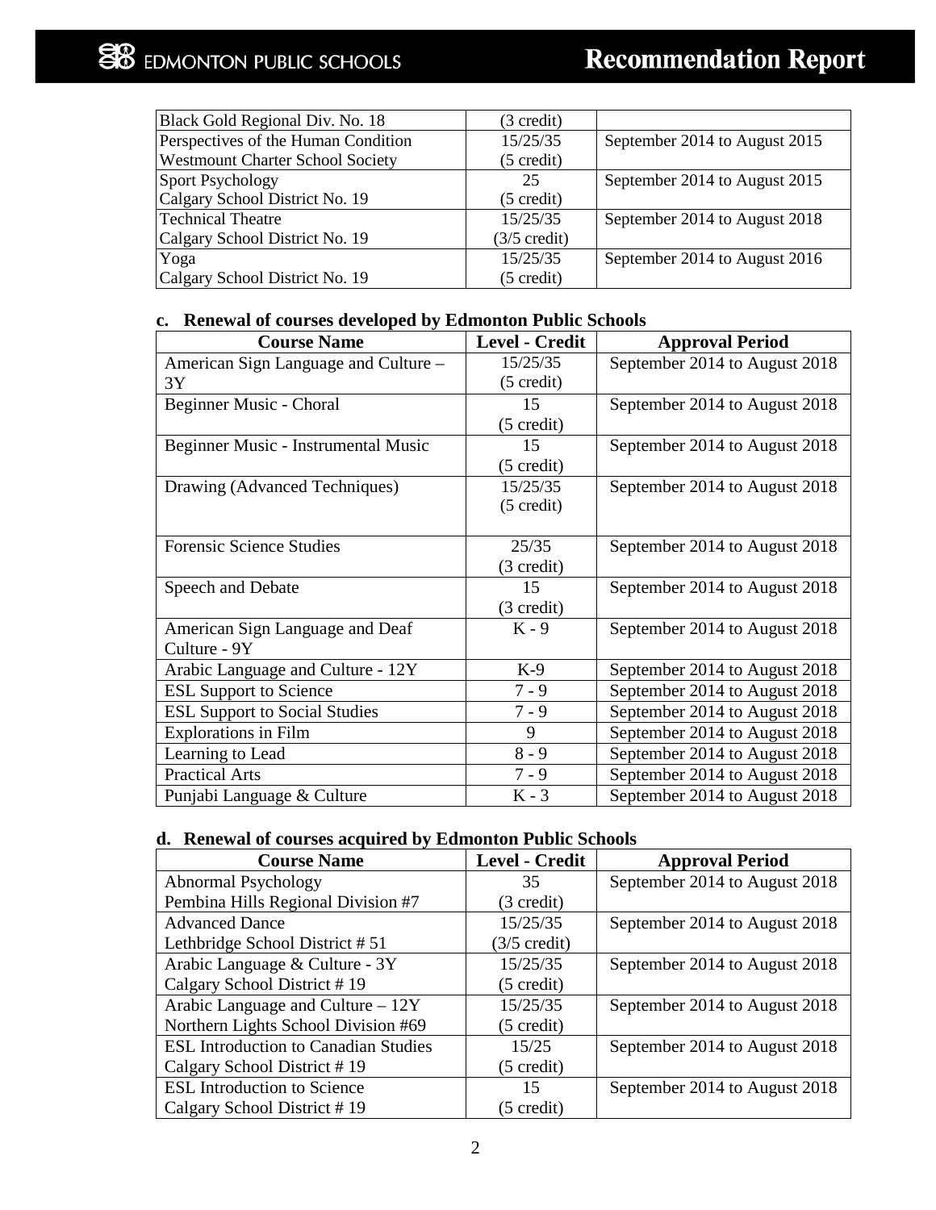| | | |
|---|---|---|
| Black Gold Regional Div. No. 18 | (3 credit) | |
| Perspectives of the Human Condition<br>Westmount Charter School Society | 15/25/35<br>(5 credit) | September 2014 to August 2015 |
| Sport Psychology<br>Calgary School District No. 19 | 25<br>(5 credit) | September 2014 to August 2015 |
| Technical Theatre<br>Calgary School District No. 19 | 15/25/35<br>(3/5 credit) | September 2014 to August 2018 |
| Yoga<br>Calgary School District No. 19 | 15/25/35<br>(5 credit) | September 2014 to August 2016 |

**c. Renewal of courses developed by Edmonton Public Schools**

| Course Name | Level - Credit | Approval Period |
|---|---|---|
| American Sign Language and Culture – 3Y | 15/25/35<br>(5 credit) | September 2014 to August 2018 |
| Beginner Music - Choral | 15<br>(5 credit) | September 2014 to August 2018 |
| Beginner Music - Instrumental Music | 15<br>(5 credit) | September 2014 to August 2018 |
| Drawing (Advanced Techniques) | 15/25/35<br>(5 credit) | September 2014 to August 2018 |
| Forensic Science Studies | 25/35<br>(3 credit) | September 2014 to August 2018 |
| Speech and Debate | 15<br>(3 credit) | September 2014 to August 2018 |
| American Sign Language and Deaf Culture - 9Y | K - 9 | September 2014 to August 2018 |
| Arabic Language and Culture - 12Y | K-9 | September 2014 to August 2018 |
| ESL Support to Science | 7 - 9 | September 2014 to August 2018 |
| ESL Support to Social Studies | 7 - 9 | September 2014 to August 2018 |
| Explorations in Film | 9 | September 2014 to August 2018 |
| Learning to Lead | 8 - 9 | September 2014 to August 2018 |
| Practical Arts | 7 - 9 | September 2014 to August 2018 |
| Punjabi Language & Culture | K - 3 | September 2014 to August 2018 |

**d. Renewal of courses acquired by Edmonton Public Schools**

| Course Name | Level - Credit | Approval Period |
|---|---|---|
| Abnormal Psychology<br>Pembina Hills Regional Division #7 | 35<br>(3 credit) | September 2014 to August 2018 |
| Advanced Dance<br>Lethbridge School District # 51 | 15/25/35<br>(3/5 credit) | September 2014 to August 2018 |
| Arabic Language & Culture - 3Y<br>Calgary School District # 19 | 15/25/35<br>(5 credit) | September 2014 to August 2018 |
| Arabic Language and Culture – 12Y<br>Northern Lights School Division #69 | 15/25/35<br>(5 credit) | September 2014 to August 2018 |
| ESL Introduction to Canadian Studies<br>Calgary School District # 19 | 15/25<br>(5 credit) | September 2014 to August 2018 |
| ESL Introduction to Science<br>Calgary School District # 19 | 15<br>(5 credit) | September 2014 to August 2018 |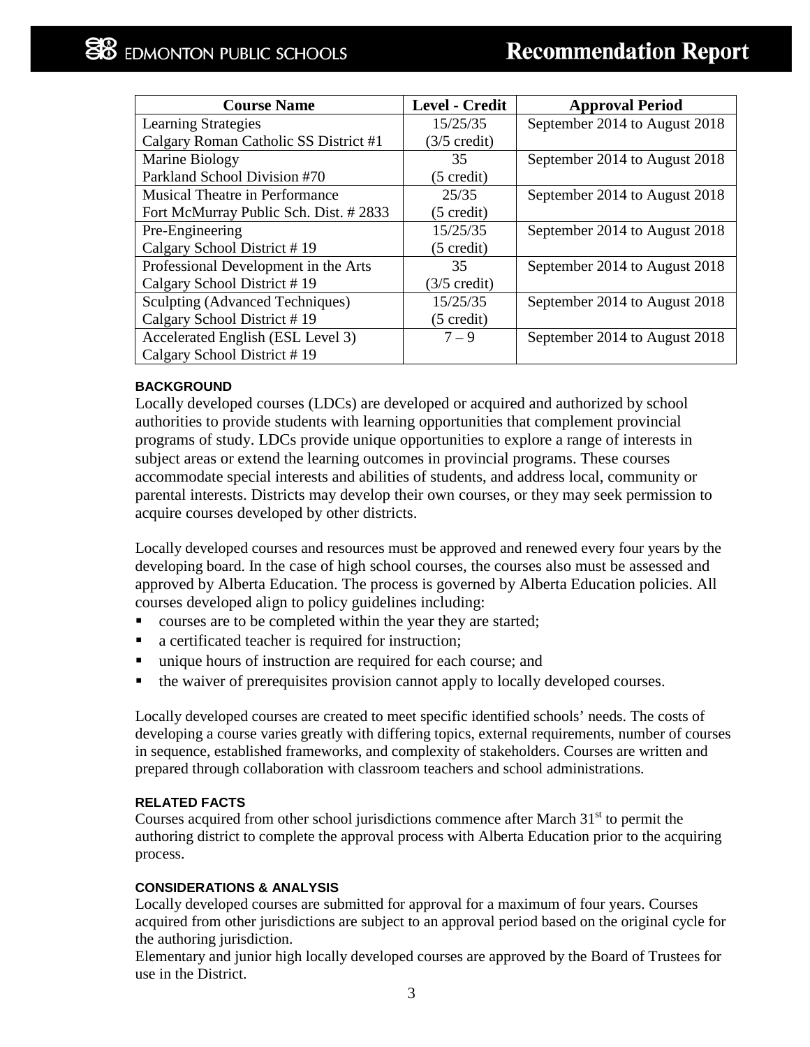| Course Name | Level - Credit | Approval Period |
|---|---|---|
| Learning Strategies<br>Calgary Roman Catholic SS District #1 | 15/25/35<br>(3/5 credit) | September 2014 to August 2018 |
| Marine Biology<br>Parkland School Division #70 | 35<br>(5 credit) | September 2014 to August 2018 |
| Musical Theatre in Performance<br>Fort McMurray Public Sch. Dist. # 2833 | 25/35<br>(5 credit) | September 2014 to August 2018 |
| Pre-Engineering<br>Calgary School District # 19 | 15/25/35<br>(5 credit) | September 2014 to August 2018 |
| Professional Development in the Arts<br>Calgary School District # 19 | 35<br>(3/5 credit) | September 2014 to August 2018 |
| Sculpting (Advanced Techniques)<br>Calgary School District # 19 | 15/25/35<br>(5 credit) | September 2014 to August 2018 |
| Accelerated English (ESL Level 3)<br>Calgary School District # 19 | 7 – 9 | September 2014 to August 2018 |

**BACKGROUND**

Locally developed courses (LDCs) are developed or acquired and authorized by school authorities to provide students with learning opportunities that complement provincial programs of study. LDCs provide unique opportunities to explore a range of interests in subject areas or extend the learning outcomes in provincial programs. These courses accommodate special interests and abilities of students, and address local, community or parental interests. Districts may develop their own courses, or they may seek permission to acquire courses developed by other districts.

Locally developed courses and resources must be approved and renewed every four years by the developing board. In the case of high school courses, the courses also must be assessed and approved by Alberta Education. The process is governed by Alberta Education policies. All courses developed align to policy guidelines including:

- courses are to be completed within the year they are started;
- a certificated teacher is required for instruction;
- unique hours of instruction are required for each course; and
- the waiver of prerequisites provision cannot apply to locally developed courses.

Locally developed courses are created to meet specific identified schools' needs. The costs of developing a course varies greatly with differing topics, external requirements, number of courses in sequence, established frameworks, and complexity of stakeholders. Courses are written and prepared through collaboration with classroom teachers and school administrations.

**RELATED FACTS**

Courses acquired from other school jurisdictions commence after March 31st to permit the authoring district to complete the approval process with Alberta Education prior to the acquiring process.

**CONSIDERATIONS & ANALYSIS**

Locally developed courses are submitted for approval for a maximum of four years. Courses acquired from other jurisdictions are subject to an approval period based on the original cycle for the authoring jurisdiction.

Elementary and junior high locally developed courses are approved by the Board of Trustees for use in the District.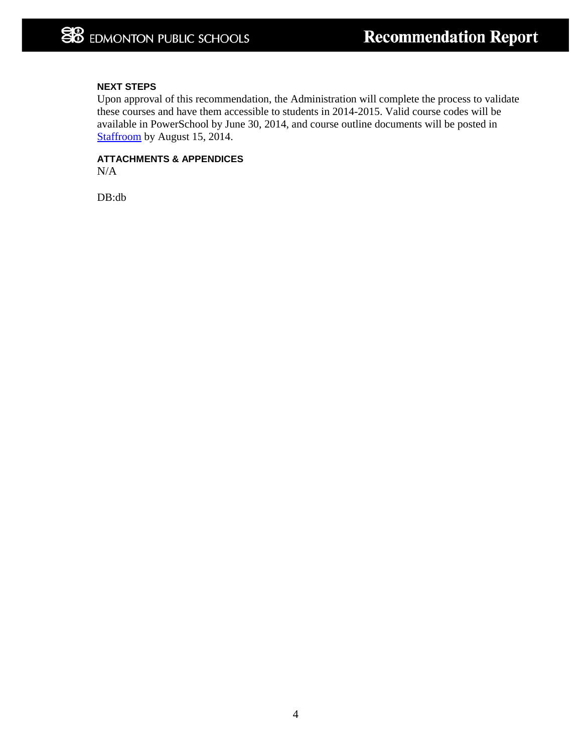**NEXT STEPS**

Upon approval of this recommendation, the Administration will complete the process to validate these courses and have them accessible to students in 2014-2015. Valid course codes will be available in PowerSchool by June 30, 2014, and course outline documents will be posted in Staffroom by August 15, 2014.

**ATTACHMENTS & APPENDICES**

N/A

DB:db